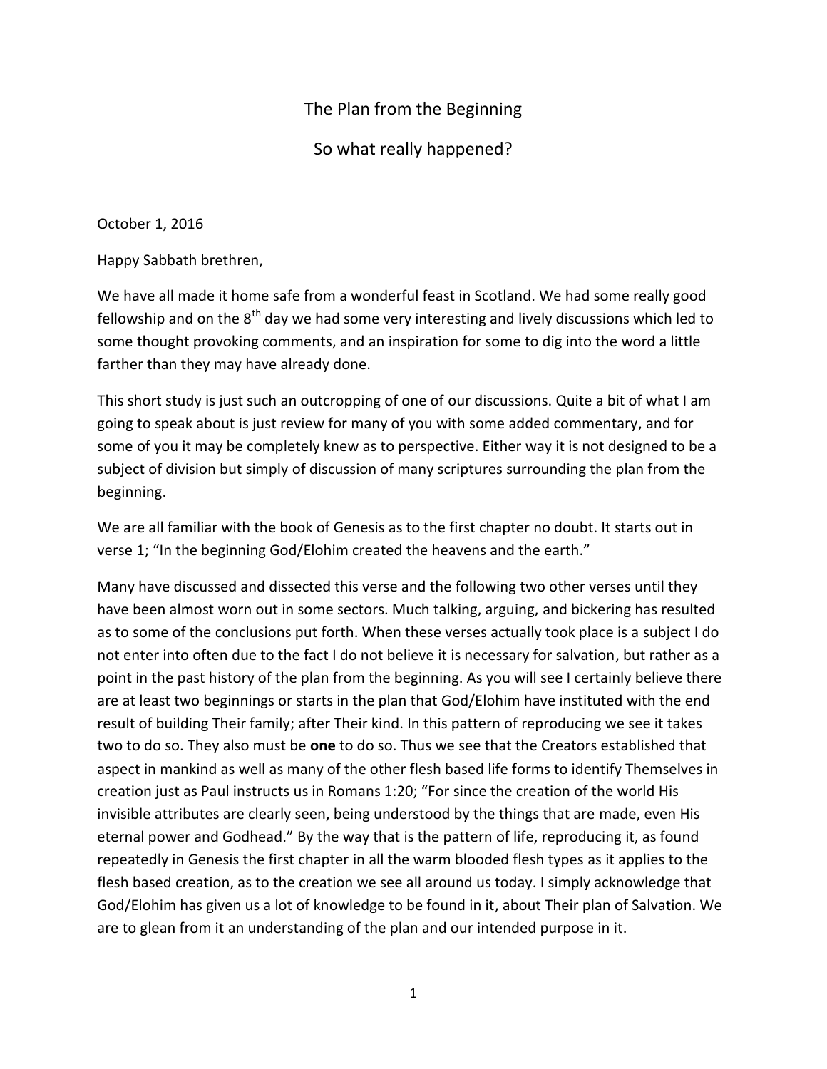# The Plan from the Beginning

## So what really happened?

October 1, 2016

Happy Sabbath brethren,

We have all made it home safe from a wonderful feast in Scotland. We had some really good fellowship and on the 8th day we had some very interesting and lively discussions which led to some thought provoking comments, and an inspiration for some to dig into the word a little farther than they may have already done.

This short study is just such an outcropping of one of our discussions. Quite a bit of what I am going to speak about is just review for many of you with some added commentary, and for some of you it may be completely knew as to perspective. Either way it is not designed to be a subject of division but simply of discussion of many scriptures surrounding the plan from the beginning.

We are all familiar with the book of Genesis as to the first chapter no doubt. It starts out in verse 1; "In the beginning God/Elohim created the heavens and the earth."

Many have discussed and dissected this verse and the following two other verses until they have been almost worn out in some sectors. Much talking, arguing, and bickering has resulted as to some of the conclusions put forth. When these verses actually took place is a subject I do not enter into often due to the fact I do not believe it is necessary for salvation, but rather as a point in the past history of the plan from the beginning. As you will see I certainly believe there are at least two beginnings or starts in the plan that God/Elohim have instituted with the end result of building Their family; after Their kind. In this pattern of reproducing we see it takes two to do so. They also must be **one** to do so. Thus we see that the Creators established that aspect in mankind as well as many of the other flesh based life forms to identify Themselves in creation just as Paul instructs us in Romans 1:20; "For since the creation of the world His invisible attributes are clearly seen, being understood by the things that are made, even His eternal power and Godhead." By the way that is the pattern of life, reproducing it, as found repeatedly in Genesis the first chapter in all the warm blooded flesh types as it applies to the flesh based creation, as to the creation we see all around us today. I simply acknowledge that God/Elohim has given us a lot of knowledge to be found in it, about Their plan of Salvation. We are to glean from it an understanding of the plan and our intended purpose in it.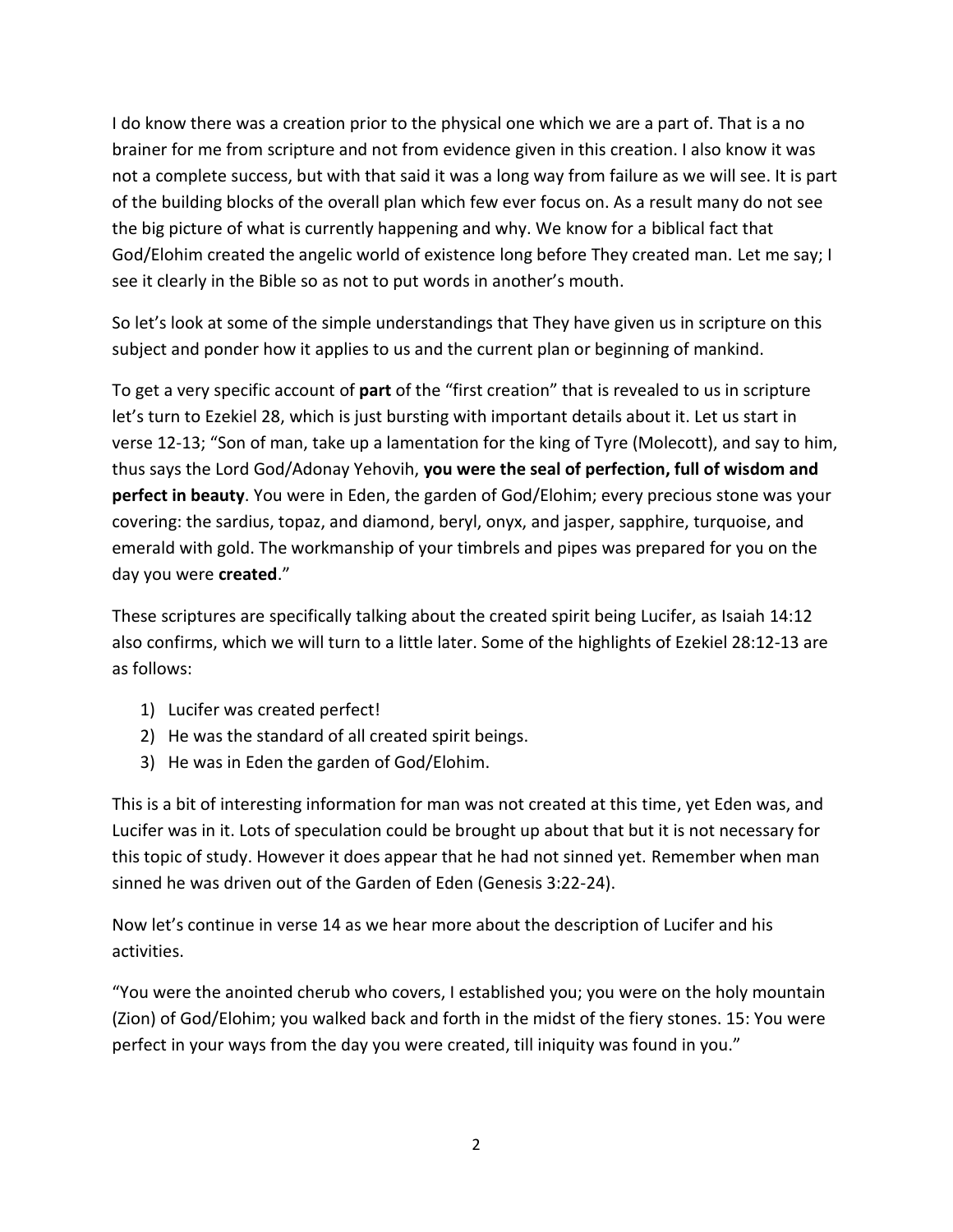I do know there was a creation prior to the physical one which we are a part of. That is a no brainer for me from scripture and not from evidence given in this creation. I also know it was not a complete success, but with that said it was a long way from failure as we will see. It is part of the building blocks of the overall plan which few ever focus on. As a result many do not see the big picture of what is currently happening and why. We know for a biblical fact that God/Elohim created the angelic world of existence long before They created man. Let me say; I see it clearly in the Bible so as not to put words in another's mouth.

So let's look at some of the simple understandings that They have given us in scripture on this subject and ponder how it applies to us and the current plan or beginning of mankind.

To get a very specific account of **part** of the "first creation" that is revealed to us in scripture let's turn to Ezekiel 28, which is just bursting with important details about it. Let us start in verse 12-13; "Son of man, take up a lamentation for the king of Tyre (Molecott), and say to him, thus says the Lord God/Adonay Yehovih, **you were the seal of perfection, full of wisdom and perfect in beauty**. You were in Eden, the garden of God/Elohim; every precious stone was your covering: the sardius, topaz, and diamond, beryl, onyx, and jasper, sapphire, turquoise, and emerald with gold. The workmanship of your timbrels and pipes was prepared for you on the day you were **created**."

These scriptures are specifically talking about the created spirit being Lucifer, as Isaiah 14:12 also confirms, which we will turn to a little later. Some of the highlights of Ezekiel 28:12-13 are as follows:

1) Lucifer was created perfect!
2) He was the standard of all created spirit beings.
3) He was in Eden the garden of God/Elohim.

This is a bit of interesting information for man was not created at this time, yet Eden was, and Lucifer was in it. Lots of speculation could be brought up about that but it is not necessary for this topic of study. However it does appear that he had not sinned yet. Remember when man sinned he was driven out of the Garden of Eden (Genesis 3:22-24).

Now let's continue in verse 14 as we hear more about the description of Lucifer and his activities.

"You were the anointed cherub who covers, I established you; you were on the holy mountain (Zion) of God/Elohim; you walked back and forth in the midst of the fiery stones. 15: You were perfect in your ways from the day you were created, till iniquity was found in you."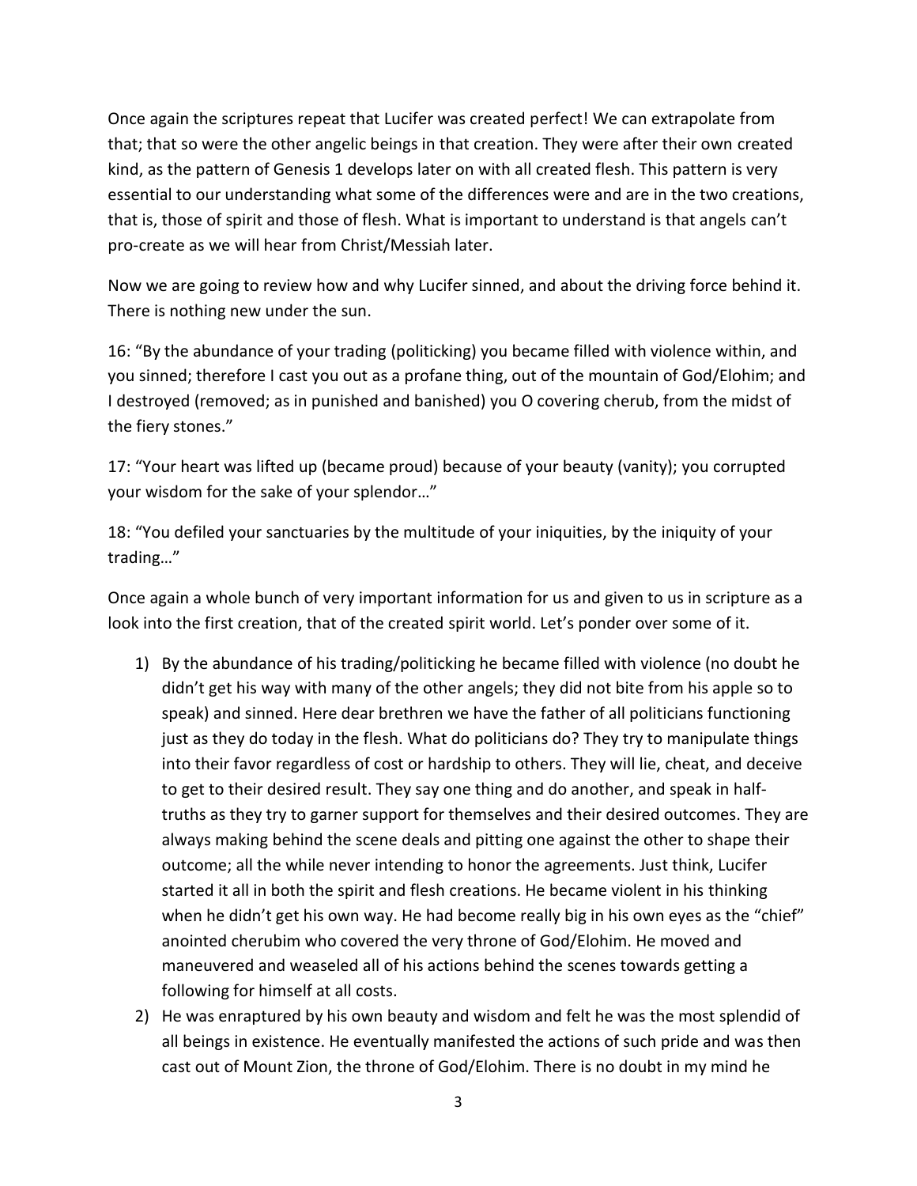Once again the scriptures repeat that Lucifer was created perfect! We can extrapolate from that; that so were the other angelic beings in that creation. They were after their own created kind, as the pattern of Genesis 1 develops later on with all created flesh. This pattern is very essential to our understanding what some of the differences were and are in the two creations, that is, those of spirit and those of flesh. What is important to understand is that angels can't pro-create as we will hear from Christ/Messiah later.

Now we are going to review how and why Lucifer sinned, and about the driving force behind it. There is nothing new under the sun.

16: "By the abundance of your trading (politicking) you became filled with violence within, and you sinned; therefore I cast you out as a profane thing, out of the mountain of God/Elohim; and I destroyed (removed; as in punished and banished) you O covering cherub, from the midst of the fiery stones."

17: "Your heart was lifted up (became proud) because of your beauty (vanity); you corrupted your wisdom for the sake of your splendor…"

18: "You defiled your sanctuaries by the multitude of your iniquities, by the iniquity of your trading…"

Once again a whole bunch of very important information for us and given to us in scripture as a look into the first creation, that of the created spirit world. Let's ponder over some of it.

1) By the abundance of his trading/politicking he became filled with violence (no doubt he didn't get his way with many of the other angels; they did not bite from his apple so to speak) and sinned. Here dear brethren we have the father of all politicians functioning just as they do today in the flesh. What do politicians do? They try to manipulate things into their favor regardless of cost or hardship to others. They will lie, cheat, and deceive to get to their desired result. They say one thing and do another, and speak in half-truths as they try to garner support for themselves and their desired outcomes. They are always making behind the scene deals and pitting one against the other to shape their outcome; all the while never intending to honor the agreements. Just think, Lucifer started it all in both the spirit and flesh creations. He became violent in his thinking when he didn't get his own way. He had become really big in his own eyes as the "chief" anointed cherubim who covered the very throne of God/Elohim. He moved and maneuvered and weaseled all of his actions behind the scenes towards getting a following for himself at all costs.
2) He was enraptured by his own beauty and wisdom and felt he was the most splendid of all beings in existence. He eventually manifested the actions of such pride and was then cast out of Mount Zion, the throne of God/Elohim. There is no doubt in my mind he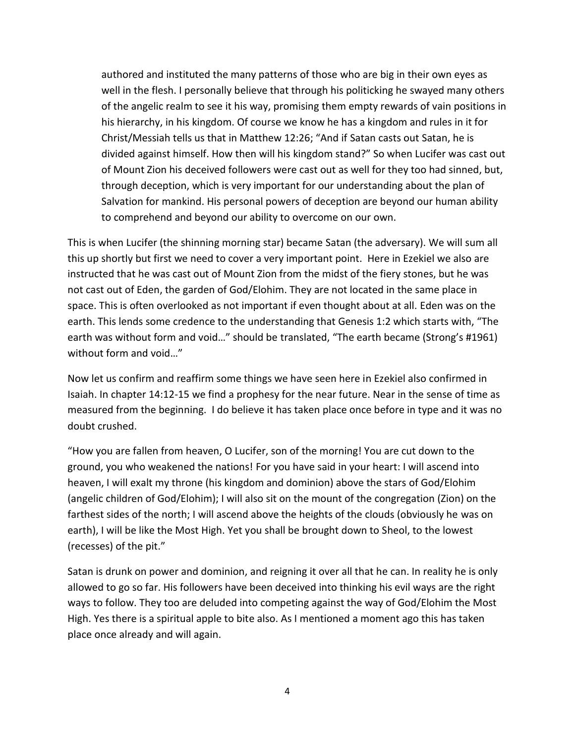> authored and instituted the many patterns of those who are big in their own eyes as well in the flesh. I personally believe that through his politicking he swayed many others of the angelic realm to see it his way, promising them empty rewards of vain positions in his hierarchy, in his kingdom. Of course we know he has a kingdom and rules in it for Christ/Messiah tells us that in Matthew 12:26; "And if Satan casts out Satan, he is divided against himself. How then will his kingdom stand?" So when Lucifer was cast out of Mount Zion his deceived followers were cast out as well for they too had sinned, but, through deception, which is very important for our understanding about the plan of Salvation for mankind. His personal powers of deception are beyond our human ability to comprehend and beyond our ability to overcome on our own.

This is when Lucifer (the shinning morning star) became Satan (the adversary). We will sum all this up shortly but first we need to cover a very important point. Here in Ezekiel we also are instructed that he was cast out of Mount Zion from the midst of the fiery stones, but he was not cast out of Eden, the garden of God/Elohim. They are not located in the same place in space. This is often overlooked as not important if even thought about at all. Eden was on the earth. This lends some credence to the understanding that Genesis 1:2 which starts with, "The earth was without form and void…" should be translated, "The earth became (Strong's #1961) without form and void…"

Now let us confirm and reaffirm some things we have seen here in Ezekiel also confirmed in Isaiah. In chapter 14:12-15 we find a prophesy for the near future. Near in the sense of time as measured from the beginning. I do believe it has taken place once before in type and it was no doubt crushed.

"How you are fallen from heaven, O Lucifer, son of the morning! You are cut down to the ground, you who weakened the nations! For you have said in your heart: I will ascend into heaven, I will exalt my throne (his kingdom and dominion) above the stars of God/Elohim (angelic children of God/Elohim); I will also sit on the mount of the congregation (Zion) on the farthest sides of the north; I will ascend above the heights of the clouds (obviously he was on earth), I will be like the Most High. Yet you shall be brought down to Sheol, to the lowest (recesses) of the pit."

Satan is drunk on power and dominion, and reigning it over all that he can. In reality he is only allowed to go so far. His followers have been deceived into thinking his evil ways are the right ways to follow. They too are deluded into competing against the way of God/Elohim the Most High. Yes there is a spiritual apple to bite also. As I mentioned a moment ago this has taken place once already and will again.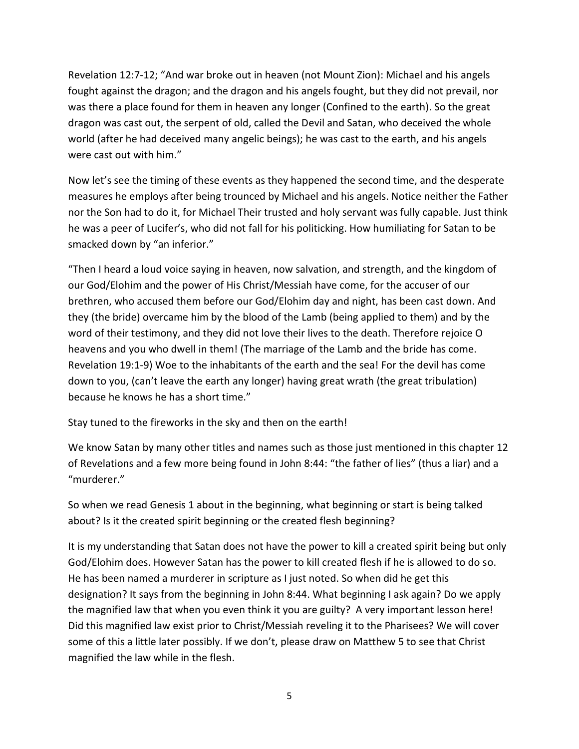Revelation 12:7-12; “And war broke out in heaven (not Mount Zion): Michael and his angels fought against the dragon; and the dragon and his angels fought, but they did not prevail, nor was there a place found for them in heaven any longer (Confined to the earth). So the great dragon was cast out, the serpent of old, called the Devil and Satan, who deceived the whole world (after he had deceived many angelic beings); he was cast to the earth, and his angels were cast out with him.”

Now let’s see the timing of these events as they happened the second time, and the desperate measures he employs after being trounced by Michael and his angels. Notice neither the Father nor the Son had to do it, for Michael Their trusted and holy servant was fully capable. Just think he was a peer of Lucifer’s, who did not fall for his politicking. How humiliating for Satan to be smacked down by “an inferior.”

“Then I heard a loud voice saying in heaven, now salvation, and strength, and the kingdom of our God/Elohim and the power of His Christ/Messiah have come, for the accuser of our brethren, who accused them before our God/Elohim day and night, has been cast down. And they (the bride) overcame him by the blood of the Lamb (being applied to them) and by the word of their testimony, and they did not love their lives to the death. Therefore rejoice O heavens and you who dwell in them! (The marriage of the Lamb and the bride has come. Revelation 19:1-9) Woe to the inhabitants of the earth and the sea! For the devil has come down to you, (can’t leave the earth any longer) having great wrath (the great tribulation) because he knows he has a short time.”

Stay tuned to the fireworks in the sky and then on the earth!

We know Satan by many other titles and names such as those just mentioned in this chapter 12 of Revelations and a few more being found in John 8:44: “the father of lies” (thus a liar) and a “murderer.”

So when we read Genesis 1 about in the beginning, what beginning or start is being talked about? Is it the created spirit beginning or the created flesh beginning?

It is my understanding that Satan does not have the power to kill a created spirit being but only God/Elohim does. However Satan has the power to kill created flesh if he is allowed to do so. He has been named a murderer in scripture as I just noted. So when did he get this designation? It says from the beginning in John 8:44. What beginning I ask again? Do we apply the magnified law that when you even think it you are guilty? A very important lesson here! Did this magnified law exist prior to Christ/Messiah reveling it to the Pharisees? We will cover some of this a little later possibly. If we don’t, please draw on Matthew 5 to see that Christ magnified the law while in the flesh.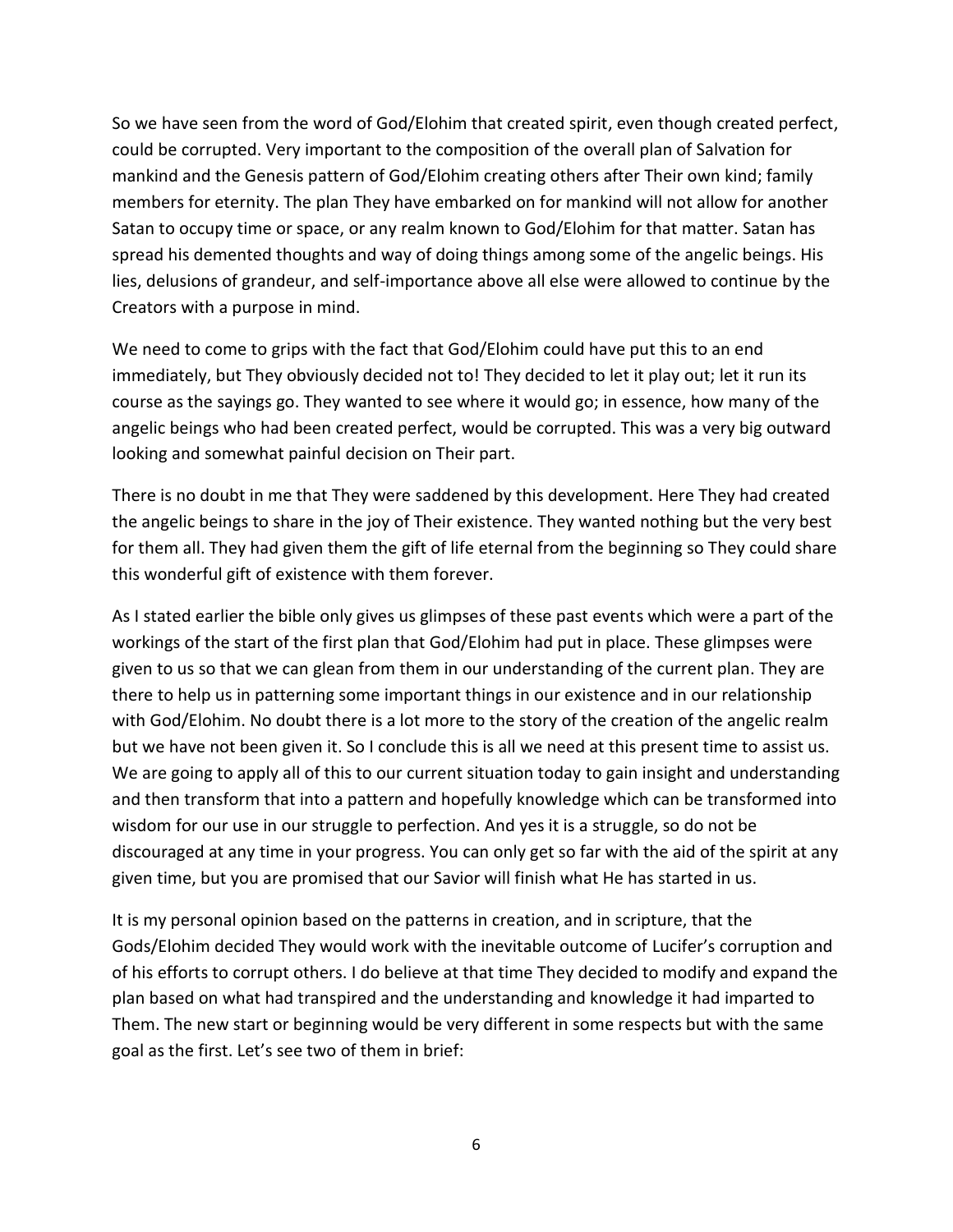So we have seen from the word of God/Elohim that created spirit, even though created perfect, could be corrupted. Very important to the composition of the overall plan of Salvation for mankind and the Genesis pattern of God/Elohim creating others after Their own kind; family members for eternity. The plan They have embarked on for mankind will not allow for another Satan to occupy time or space, or any realm known to God/Elohim for that matter. Satan has spread his demented thoughts and way of doing things among some of the angelic beings. His lies, delusions of grandeur, and self-importance above all else were allowed to continue by the Creators with a purpose in mind.

We need to come to grips with the fact that God/Elohim could have put this to an end immediately, but They obviously decided not to! They decided to let it play out; let it run its course as the sayings go. They wanted to see where it would go; in essence, how many of the angelic beings who had been created perfect, would be corrupted. This was a very big outward looking and somewhat painful decision on Their part.

There is no doubt in me that They were saddened by this development. Here They had created the angelic beings to share in the joy of Their existence. They wanted nothing but the very best for them all. They had given them the gift of life eternal from the beginning so They could share this wonderful gift of existence with them forever.

As I stated earlier the bible only gives us glimpses of these past events which were a part of the workings of the start of the first plan that God/Elohim had put in place. These glimpses were given to us so that we can glean from them in our understanding of the current plan. They are there to help us in patterning some important things in our existence and in our relationship with God/Elohim. No doubt there is a lot more to the story of the creation of the angelic realm but we have not been given it. So I conclude this is all we need at this present time to assist us. We are going to apply all of this to our current situation today to gain insight and understanding and then transform that into a pattern and hopefully knowledge which can be transformed into wisdom for our use in our struggle to perfection. And yes it is a struggle, so do not be discouraged at any time in your progress. You can only get so far with the aid of the spirit at any given time, but you are promised that our Savior will finish what He has started in us.

It is my personal opinion based on the patterns in creation, and in scripture, that the Gods/Elohim decided They would work with the inevitable outcome of Lucifer's corruption and of his efforts to corrupt others. I do believe at that time They decided to modify and expand the plan based on what had transpired and the understanding and knowledge it had imparted to Them. The new start or beginning would be very different in some respects but with the same goal as the first. Let's see two of them in brief: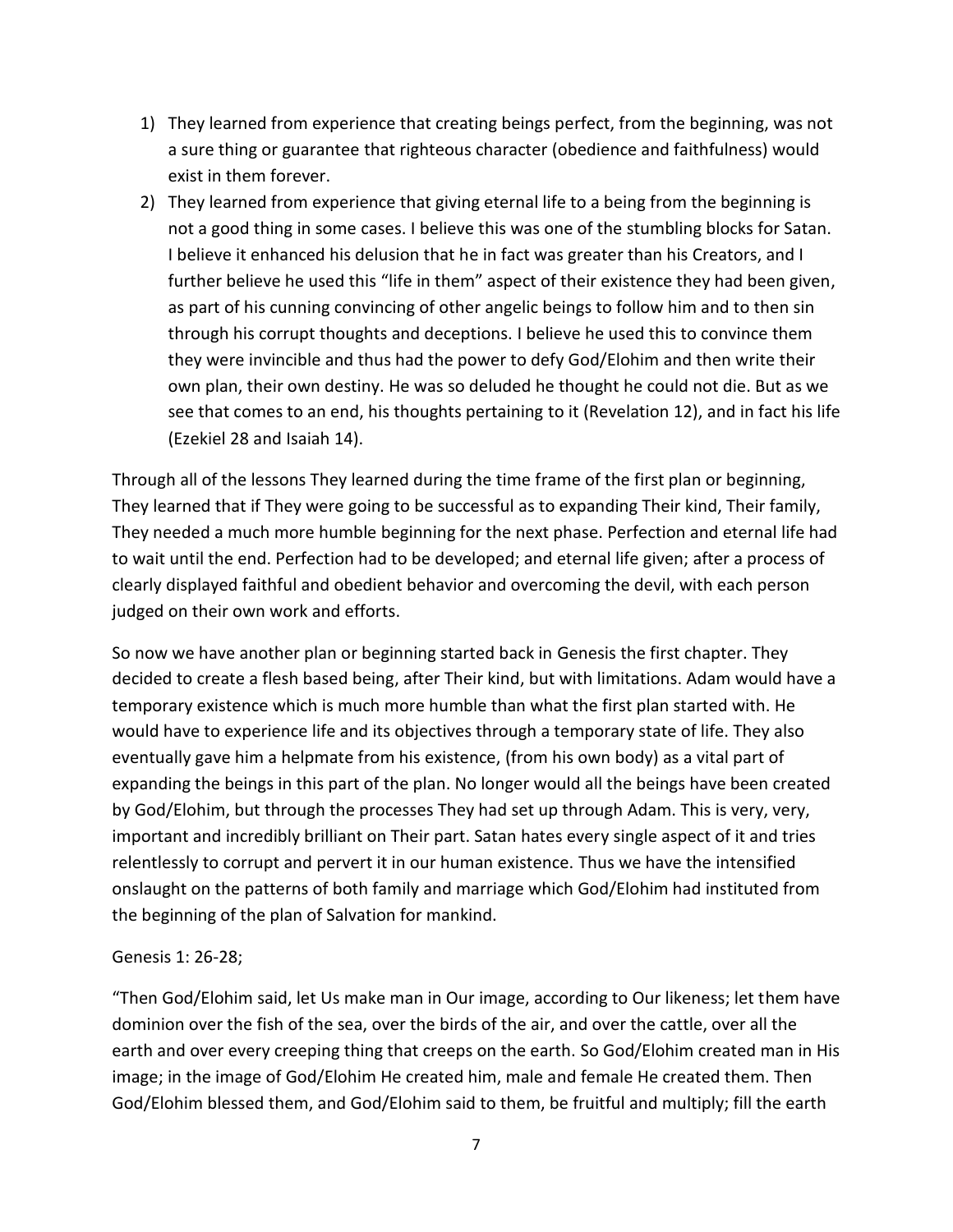1) They learned from experience that creating beings perfect, from the beginning, was not a sure thing or guarantee that righteous character (obedience and faithfulness) would exist in them forever.
2) They learned from experience that giving eternal life to a being from the beginning is not a good thing in some cases. I believe this was one of the stumbling blocks for Satan. I believe it enhanced his delusion that he in fact was greater than his Creators, and I further believe he used this "life in them" aspect of their existence they had been given, as part of his cunning convincing of other angelic beings to follow him and to then sin through his corrupt thoughts and deceptions. I believe he used this to convince them they were invincible and thus had the power to defy God/Elohim and then write their own plan, their own destiny. He was so deluded he thought he could not die. But as we see that comes to an end, his thoughts pertaining to it (Revelation 12), and in fact his life (Ezekiel 28 and Isaiah 14).

Through all of the lessons They learned during the time frame of the first plan or beginning, They learned that if They were going to be successful as to expanding Their kind, Their family, They needed a much more humble beginning for the next phase. Perfection and eternal life had to wait until the end. Perfection had to be developed; and eternal life given; after a process of clearly displayed faithful and obedient behavior and overcoming the devil, with each person judged on their own work and efforts.

So now we have another plan or beginning started back in Genesis the first chapter. They decided to create a flesh based being, after Their kind, but with limitations. Adam would have a temporary existence which is much more humble than what the first plan started with. He would have to experience life and its objectives through a temporary state of life. They also eventually gave him a helpmate from his existence, (from his own body) as a vital part of expanding the beings in this part of the plan. No longer would all the beings have been created by God/Elohim, but through the processes They had set up through Adam. This is very, very, important and incredibly brilliant on Their part. Satan hates every single aspect of it and tries relentlessly to corrupt and pervert it in our human existence. Thus we have the intensified onslaught on the patterns of both family and marriage which God/Elohim had instituted from the beginning of the plan of Salvation for mankind.

Genesis 1: 26-28;

"Then God/Elohim said, let Us make man in Our image, according to Our likeness; let them have dominion over the fish of the sea, over the birds of the air, and over the cattle, over all the earth and over every creeping thing that creeps on the earth. So God/Elohim created man in His image; in the image of God/Elohim He created him, male and female He created them. Then God/Elohim blessed them, and God/Elohim said to them, be fruitful and multiply; fill the earth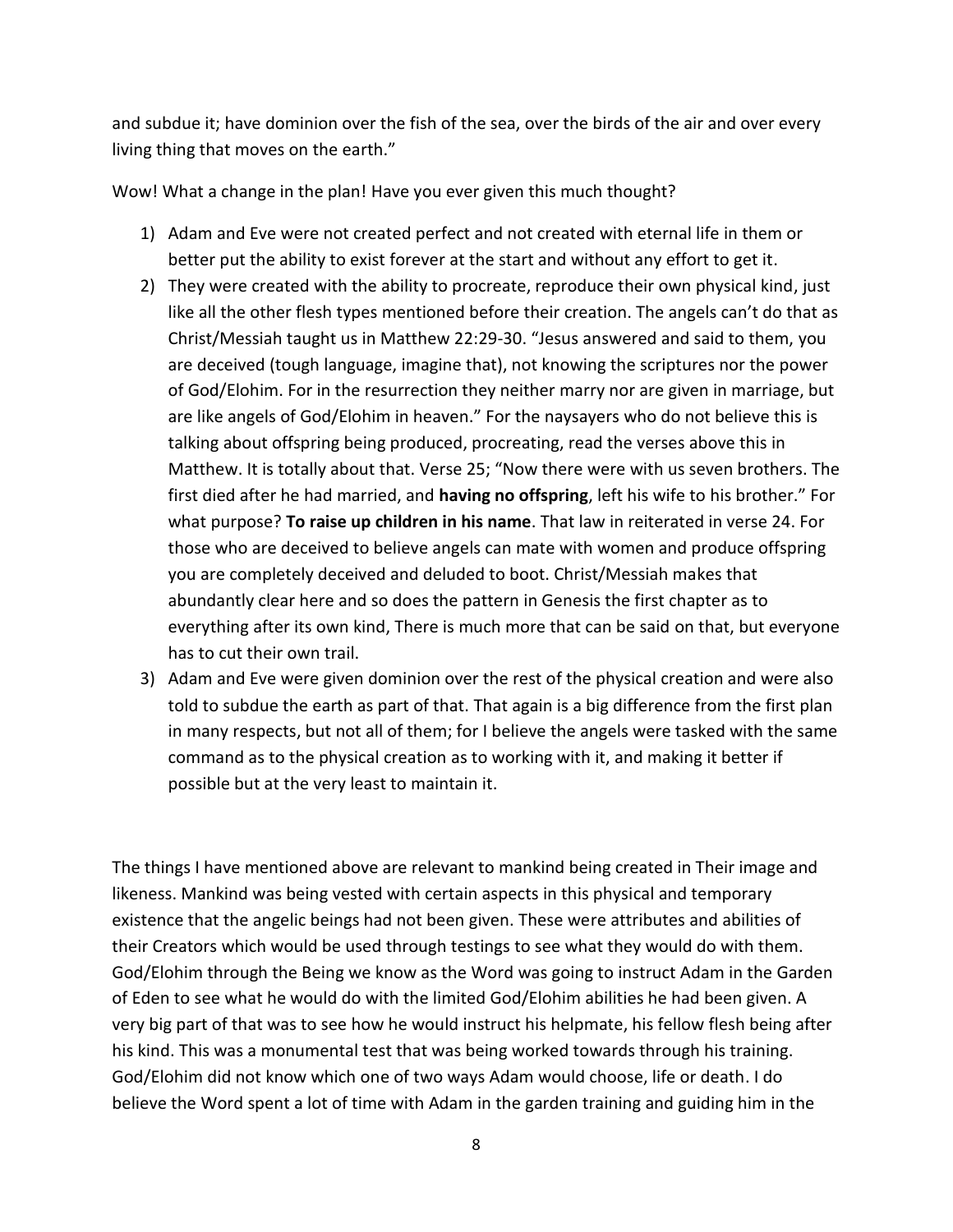and subdue it; have dominion over the fish of the sea, over the birds of the air and over every living thing that moves on the earth."

Wow! What a change in the plan! Have you ever given this much thought?

1) Adam and Eve were not created perfect and not created with eternal life in them or better put the ability to exist forever at the start and without any effort to get it.
2) They were created with the ability to procreate, reproduce their own physical kind, just like all the other flesh types mentioned before their creation. The angels can't do that as Christ/Messiah taught us in Matthew 22:29-30. "Jesus answered and said to them, you are deceived (tough language, imagine that), not knowing the scriptures nor the power of God/Elohim. For in the resurrection they neither marry nor are given in marriage, but are like angels of God/Elohim in heaven." For the naysayers who do not believe this is talking about offspring being produced, procreating, read the verses above this in Matthew. It is totally about that. Verse 25; "Now there were with us seven brothers. The first died after he had married, and **having no offspring**, left his wife to his brother." For what purpose? **To raise up children in his name**. That law in reiterated in verse 24. For those who are deceived to believe angels can mate with women and produce offspring you are completely deceived and deluded to boot. Christ/Messiah makes that abundantly clear here and so does the pattern in Genesis the first chapter as to everything after its own kind, There is much more that can be said on that, but everyone has to cut their own trail.
3) Adam and Eve were given dominion over the rest of the physical creation and were also told to subdue the earth as part of that. That again is a big difference from the first plan in many respects, but not all of them; for I believe the angels were tasked with the same command as to the physical creation as to working with it, and making it better if possible but at the very least to maintain it.

The things I have mentioned above are relevant to mankind being created in Their image and likeness. Mankind was being vested with certain aspects in this physical and temporary existence that the angelic beings had not been given. These were attributes and abilities of their Creators which would be used through testings to see what they would do with them. God/Elohim through the Being we know as the Word was going to instruct Adam in the Garden of Eden to see what he would do with the limited God/Elohim abilities he had been given. A very big part of that was to see how he would instruct his helpmate, his fellow flesh being after his kind. This was a monumental test that was being worked towards through his training. God/Elohim did not know which one of two ways Adam would choose, life or death. I do believe the Word spent a lot of time with Adam in the garden training and guiding him in the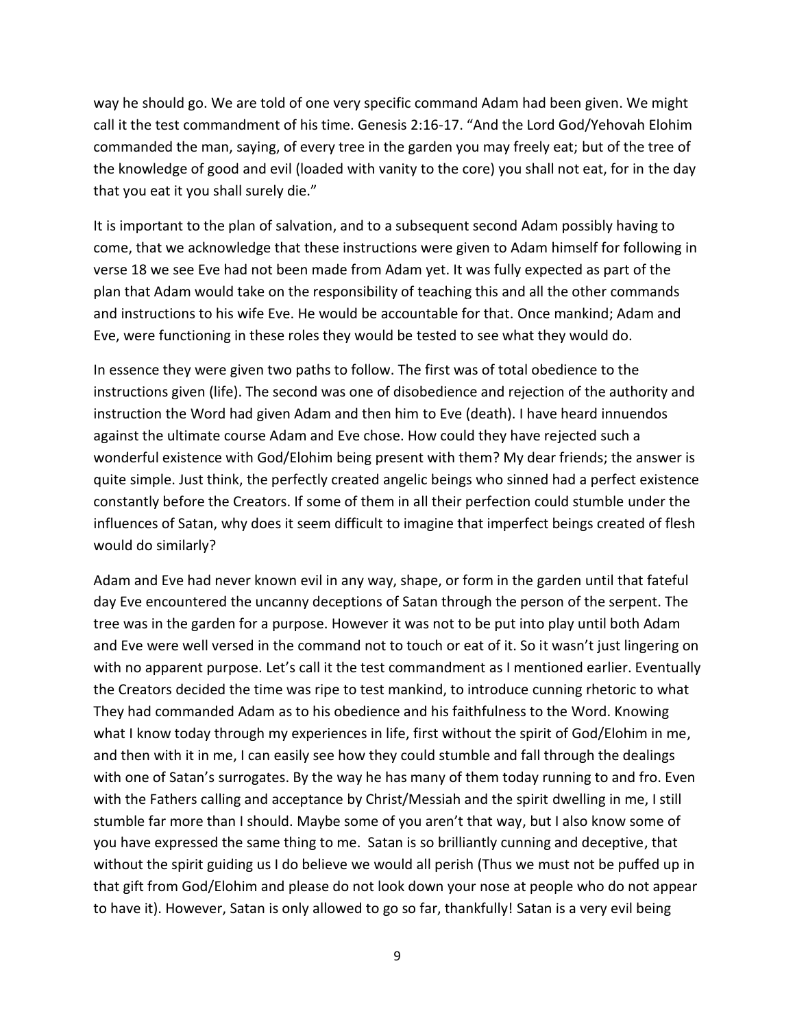way he should go. We are told of one very specific command Adam had been given. We might call it the test commandment of his time. Genesis 2:16-17. "And the Lord God/Yehovah Elohim commanded the man, saying, of every tree in the garden you may freely eat; but of the tree of the knowledge of good and evil (loaded with vanity to the core) you shall not eat, for in the day that you eat it you shall surely die."

It is important to the plan of salvation, and to a subsequent second Adam possibly having to come, that we acknowledge that these instructions were given to Adam himself for following in verse 18 we see Eve had not been made from Adam yet. It was fully expected as part of the plan that Adam would take on the responsibility of teaching this and all the other commands and instructions to his wife Eve. He would be accountable for that. Once mankind; Adam and Eve, were functioning in these roles they would be tested to see what they would do.

In essence they were given two paths to follow. The first was of total obedience to the instructions given (life). The second was one of disobedience and rejection of the authority and instruction the Word had given Adam and then him to Eve (death). I have heard innuendos against the ultimate course Adam and Eve chose. How could they have rejected such a wonderful existence with God/Elohim being present with them? My dear friends; the answer is quite simple. Just think, the perfectly created angelic beings who sinned had a perfect existence constantly before the Creators. If some of them in all their perfection could stumble under the influences of Satan, why does it seem difficult to imagine that imperfect beings created of flesh would do similarly?

Adam and Eve had never known evil in any way, shape, or form in the garden until that fateful day Eve encountered the uncanny deceptions of Satan through the person of the serpent. The tree was in the garden for a purpose. However it was not to be put into play until both Adam and Eve were well versed in the command not to touch or eat of it. So it wasn't just lingering on with no apparent purpose. Let's call it the test commandment as I mentioned earlier. Eventually the Creators decided the time was ripe to test mankind, to introduce cunning rhetoric to what They had commanded Adam as to his obedience and his faithfulness to the Word. Knowing what I know today through my experiences in life, first without the spirit of God/Elohim in me, and then with it in me, I can easily see how they could stumble and fall through the dealings with one of Satan's surrogates. By the way he has many of them today running to and fro. Even with the Fathers calling and acceptance by Christ/Messiah and the spirit dwelling in me, I still stumble far more than I should. Maybe some of you aren't that way, but I also know some of you have expressed the same thing to me. Satan is so brilliantly cunning and deceptive, that without the spirit guiding us I do believe we would all perish (Thus we must not be puffed up in that gift from God/Elohim and please do not look down your nose at people who do not appear to have it). However, Satan is only allowed to go so far, thankfully! Satan is a very evil being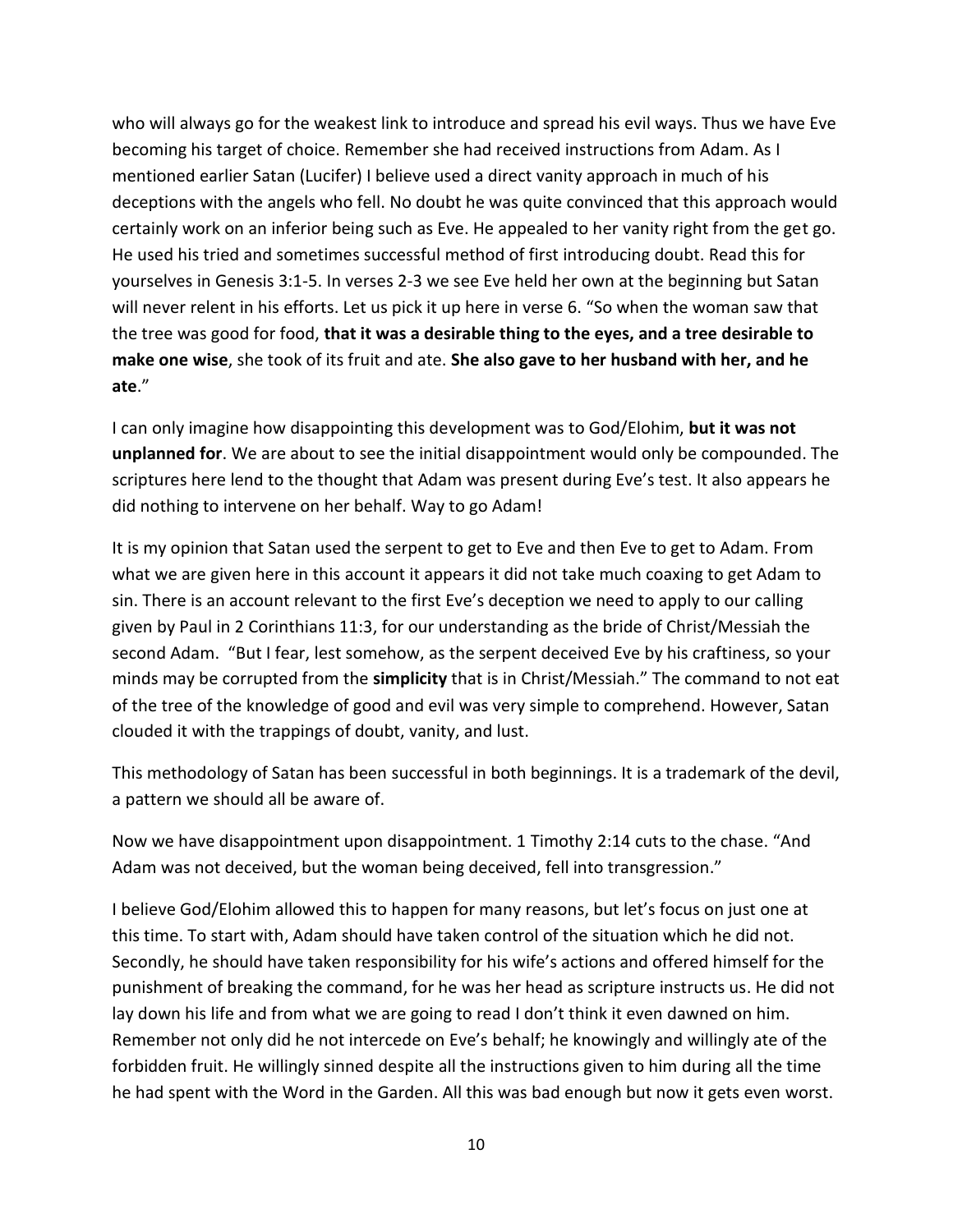who will always go for the weakest link to introduce and spread his evil ways. Thus we have Eve becoming his target of choice. Remember she had received instructions from Adam. As I mentioned earlier Satan (Lucifer) I believe used a direct vanity approach in much of his deceptions with the angels who fell. No doubt he was quite convinced that this approach would certainly work on an inferior being such as Eve. He appealed to her vanity right from the get go. He used his tried and sometimes successful method of first introducing doubt. Read this for yourselves in Genesis 3:1-5. In verses 2-3 we see Eve held her own at the beginning but Satan will never relent in his efforts. Let us pick it up here in verse 6. "So when the woman saw that the tree was good for food, **that it was a desirable thing to the eyes, and a tree desirable to make one wise**, she took of its fruit and ate. **She also gave to her husband with her, and he ate**."

I can only imagine how disappointing this development was to God/Elohim, **but it was not unplanned for**. We are about to see the initial disappointment would only be compounded. The scriptures here lend to the thought that Adam was present during Eve's test. It also appears he did nothing to intervene on her behalf. Way to go Adam!

It is my opinion that Satan used the serpent to get to Eve and then Eve to get to Adam. From what we are given here in this account it appears it did not take much coaxing to get Adam to sin. There is an account relevant to the first Eve's deception we need to apply to our calling given by Paul in 2 Corinthians 11:3, for our understanding as the bride of Christ/Messiah the second Adam. "But I fear, lest somehow, as the serpent deceived Eve by his craftiness, so your minds may be corrupted from the **simplicity** that is in Christ/Messiah." The command to not eat of the tree of the knowledge of good and evil was very simple to comprehend. However, Satan clouded it with the trappings of doubt, vanity, and lust.

This methodology of Satan has been successful in both beginnings. It is a trademark of the devil, a pattern we should all be aware of.

Now we have disappointment upon disappointment. 1 Timothy 2:14 cuts to the chase. "And Adam was not deceived, but the woman being deceived, fell into transgression."

I believe God/Elohim allowed this to happen for many reasons, but let's focus on just one at this time. To start with, Adam should have taken control of the situation which he did not. Secondly, he should have taken responsibility for his wife's actions and offered himself for the punishment of breaking the command, for he was her head as scripture instructs us. He did not lay down his life and from what we are going to read I don't think it even dawned on him. Remember not only did he not intercede on Eve's behalf; he knowingly and willingly ate of the forbidden fruit. He willingly sinned despite all the instructions given to him during all the time he had spent with the Word in the Garden. All this was bad enough but now it gets even worst.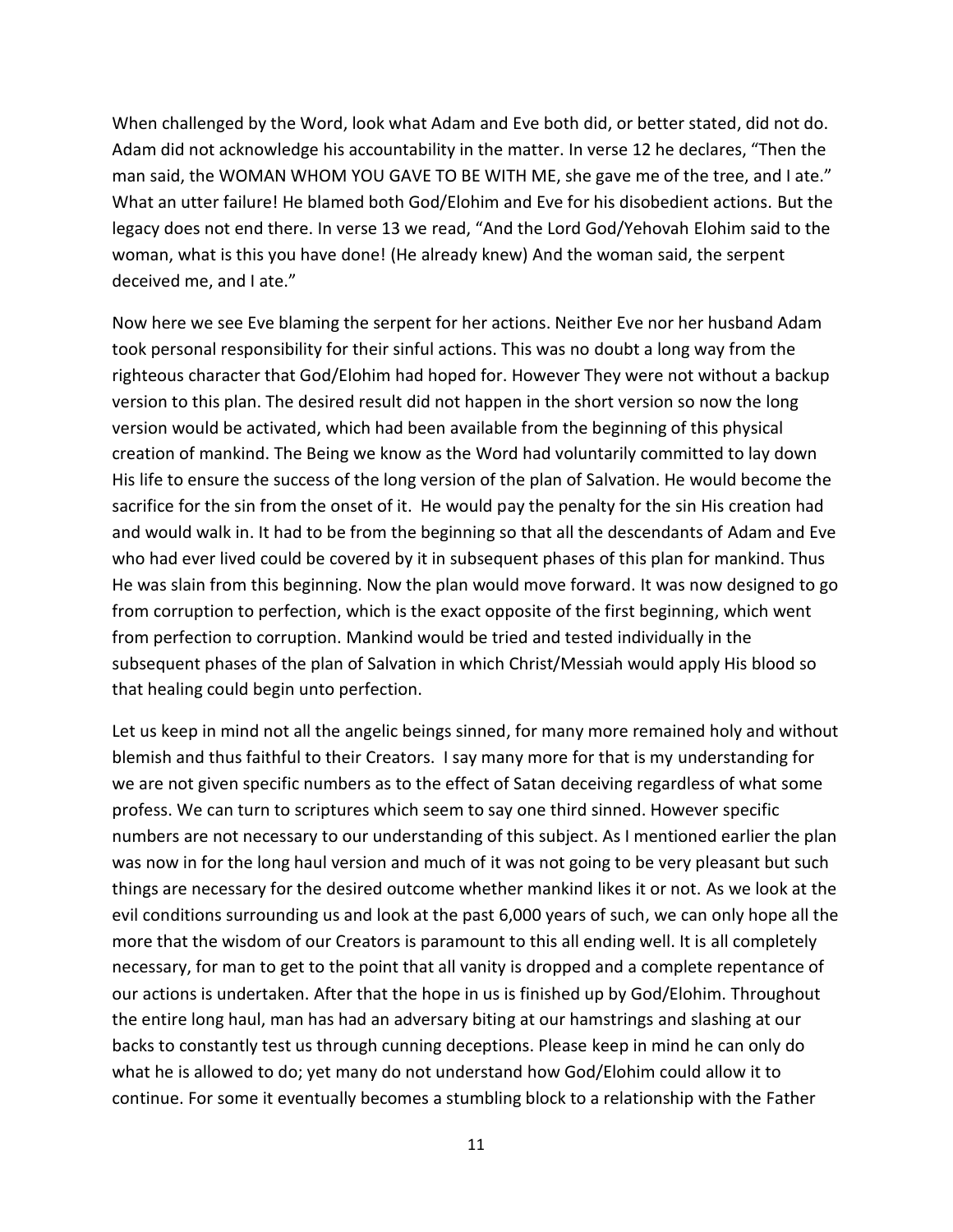When challenged by the Word, look what Adam and Eve both did, or better stated, did not do. Adam did not acknowledge his accountability in the matter. In verse 12 he declares, "Then the man said, the WOMAN WHOM YOU GAVE TO BE WITH ME, she gave me of the tree, and I ate." What an utter failure! He blamed both God/Elohim and Eve for his disobedient actions. But the legacy does not end there. In verse 13 we read, "And the Lord God/Yehovah Elohim said to the woman, what is this you have done! (He already knew) And the woman said, the serpent deceived me, and I ate."

Now here we see Eve blaming the serpent for her actions. Neither Eve nor her husband Adam took personal responsibility for their sinful actions. This was no doubt a long way from the righteous character that God/Elohim had hoped for. However They were not without a backup version to this plan. The desired result did not happen in the short version so now the long version would be activated, which had been available from the beginning of this physical creation of mankind. The Being we know as the Word had voluntarily committed to lay down His life to ensure the success of the long version of the plan of Salvation. He would become the sacrifice for the sin from the onset of it. He would pay the penalty for the sin His creation had and would walk in. It had to be from the beginning so that all the descendants of Adam and Eve who had ever lived could be covered by it in subsequent phases of this plan for mankind. Thus He was slain from this beginning. Now the plan would move forward. It was now designed to go from corruption to perfection, which is the exact opposite of the first beginning, which went from perfection to corruption. Mankind would be tried and tested individually in the subsequent phases of the plan of Salvation in which Christ/Messiah would apply His blood so that healing could begin unto perfection.

Let us keep in mind not all the angelic beings sinned, for many more remained holy and without blemish and thus faithful to their Creators. I say many more for that is my understanding for we are not given specific numbers as to the effect of Satan deceiving regardless of what some profess. We can turn to scriptures which seem to say one third sinned. However specific numbers are not necessary to our understanding of this subject. As I mentioned earlier the plan was now in for the long haul version and much of it was not going to be very pleasant but such things are necessary for the desired outcome whether mankind likes it or not. As we look at the evil conditions surrounding us and look at the past 6,000 years of such, we can only hope all the more that the wisdom of our Creators is paramount to this all ending well. It is all completely necessary, for man to get to the point that all vanity is dropped and a complete repentance of our actions is undertaken. After that the hope in us is finished up by God/Elohim. Throughout the entire long haul, man has had an adversary biting at our hamstrings and slashing at our backs to constantly test us through cunning deceptions. Please keep in mind he can only do what he is allowed to do; yet many do not understand how God/Elohim could allow it to continue. For some it eventually becomes a stumbling block to a relationship with the Father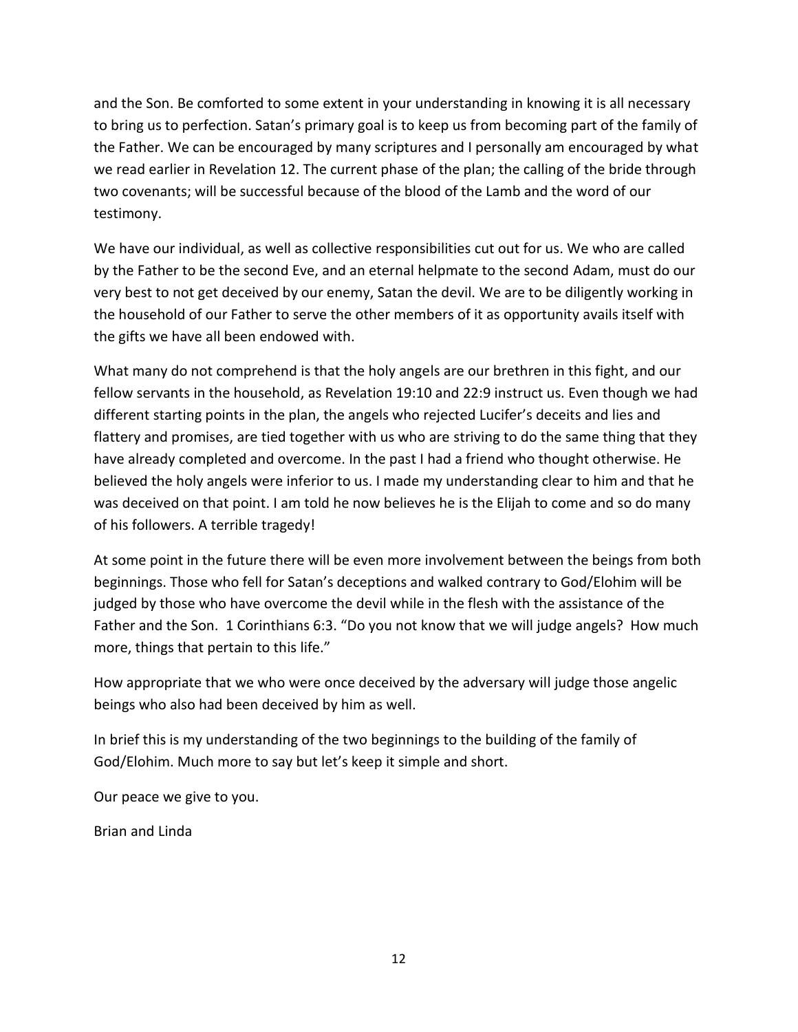and the Son. Be comforted to some extent in your understanding in knowing it is all necessary to bring us to perfection. Satan's primary goal is to keep us from becoming part of the family of the Father. We can be encouraged by many scriptures and I personally am encouraged by what we read earlier in Revelation 12. The current phase of the plan; the calling of the bride through two covenants; will be successful because of the blood of the Lamb and the word of our testimony.

We have our individual, as well as collective responsibilities cut out for us. We who are called by the Father to be the second Eve, and an eternal helpmate to the second Adam, must do our very best to not get deceived by our enemy, Satan the devil. We are to be diligently working in the household of our Father to serve the other members of it as opportunity avails itself with the gifts we have all been endowed with.

What many do not comprehend is that the holy angels are our brethren in this fight, and our fellow servants in the household, as Revelation 19:10 and 22:9 instruct us. Even though we had different starting points in the plan, the angels who rejected Lucifer's deceits and lies and flattery and promises, are tied together with us who are striving to do the same thing that they have already completed and overcome. In the past I had a friend who thought otherwise. He believed the holy angels were inferior to us. I made my understanding clear to him and that he was deceived on that point. I am told he now believes he is the Elijah to come and so do many of his followers. A terrible tragedy!

At some point in the future there will be even more involvement between the beings from both beginnings. Those who fell for Satan's deceptions and walked contrary to God/Elohim will be judged by those who have overcome the devil while in the flesh with the assistance of the Father and the Son. 1 Corinthians 6:3. "Do you not know that we will judge angels? How much more, things that pertain to this life."

How appropriate that we who were once deceived by the adversary will judge those angelic beings who also had been deceived by him as well.

In brief this is my understanding of the two beginnings to the building of the family of God/Elohim. Much more to say but let's keep it simple and short.

Our peace we give to you.

Brian and Linda